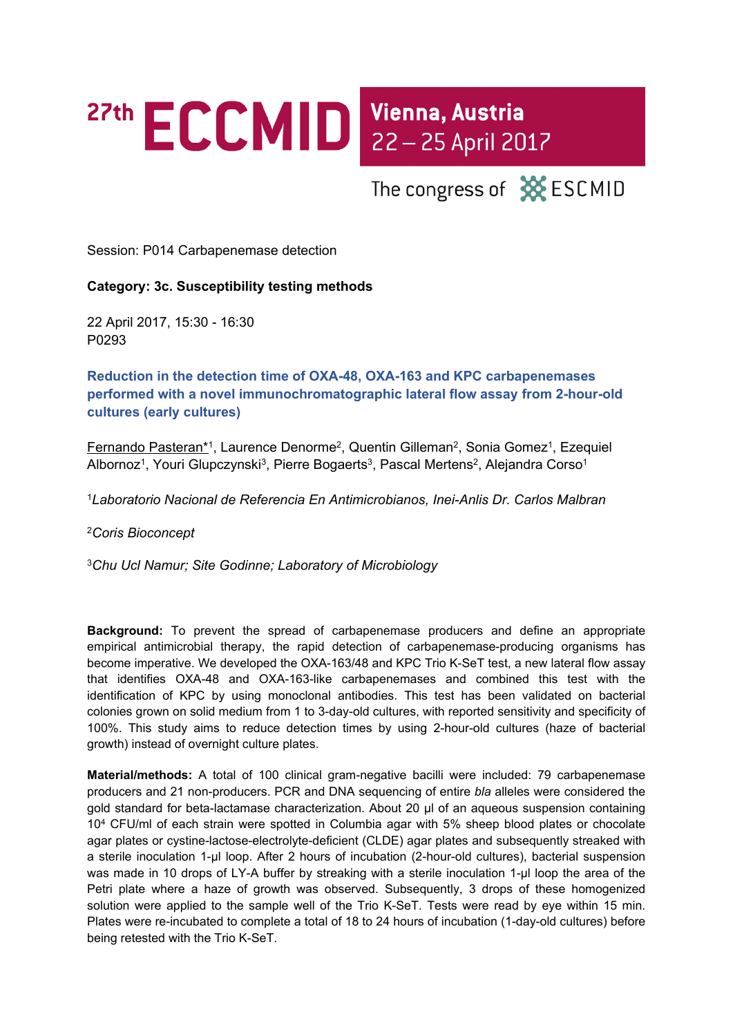27th ECCMID Vienna, Austria 22 – 25 April 2017

The congress of ESCMID

Session: P014 Carbapenemase detection

**Category: 3c. Susceptibility testing methods**

22 April 2017, 15:30 - 16:30
P0293

## Reduction in the detection time of OXA-48, OXA-163 and KPC carbapenemases performed with a novel immunochromatographic lateral flow assay from 2-hour-old cultures (early cultures)

Fernando Pasteran*[1], Laurence Denorme[2], Quentin Gilleman[2], Sonia Gomez[1], Ezequiel Albornoz[1], Youri Glupczynski[3], Pierre Bogaerts[3], Pascal Mertens[2], Alejandra Corso[1]

[1]*Laboratorio Nacional de Referencia En Antimicrobianos, Inei-Anlis Dr. Carlos Malbran*

[2]*Coris Bioconcept*

[3]*Chu Ucl Namur; Site Godinne; Laboratory of Microbiology*

**Background:** To prevent the spread of carbapenemase producers and define an appropriate empirical antimicrobial therapy, the rapid detection of carbapenemase-producing organisms has become imperative. We developed the OXA-163/48 and KPC Trio K-SeT test, a new lateral flow assay that identifies OXA-48 and OXA-163-like carbapenemases and combined this test with the identification of KPC by using monoclonal antibodies. This test has been validated on bacterial colonies grown on solid medium from 1 to 3-day-old cultures, with reported sensitivity and specificity of 100%. This study aims to reduce detection times by using 2-hour-old cultures (haze of bacterial growth) instead of overnight culture plates.

**Material/methods:** A total of 100 clinical gram-negative bacilli were included: 79 carbapenemase producers and 21 non-producers. PCR and DNA sequencing of entire *bla* alleles were considered the gold standard for beta-lactamase characterization. About 20 µl of an aqueous suspension containing $10^4$ CFU/ml of each strain were spotted in Columbia agar with 5% sheep blood plates or chocolate agar plates or cystine-lactose-electrolyte-deficient (CLDE) agar plates and subsequently streaked with a sterile inoculation 1-µl loop. After 2 hours of incubation (2-hour-old cultures), bacterial suspension was made in 10 drops of LY-A buffer by streaking with a sterile inoculation 1-µl loop the area of the Petri plate where a haze of growth was observed. Subsequently, 3 drops of these homogenized solution were applied to the sample well of the Trio K-SeT. Tests were read by eye within 15 min. Plates were re-incubated to complete a total of 18 to 24 hours of incubation (1-day-old cultures) before being retested with the Trio K-SeT.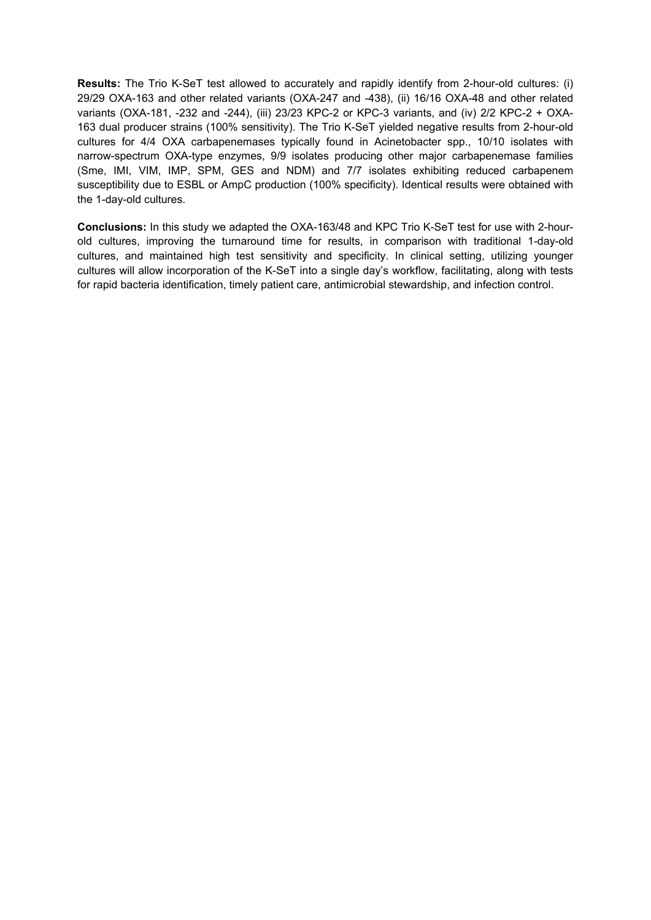**Results:** The Trio K-SeT test allowed to accurately and rapidly identify from 2-hour-old cultures: (i) 29/29 OXA-163 and other related variants (OXA-247 and -438), (ii) 16/16 OXA-48 and other related variants (OXA-181, -232 and -244), (iii) 23/23 KPC-2 or KPC-3 variants, and (iv) 2/2 KPC-2 + OXA-163 dual producer strains (100% sensitivity). The Trio K-SeT yielded negative results from 2-hour-old cultures for 4/4 OXA carbapenemases typically found in Acinetobacter spp., 10/10 isolates with narrow-spectrum OXA-type enzymes, 9/9 isolates producing other major carbapenemase families (Sme, IMI, VIM, IMP, SPM, GES and NDM) and 7/7 isolates exhibiting reduced carbapenem susceptibility due to ESBL or AmpC production (100% specificity). Identical results were obtained with the 1-day-old cultures.

**Conclusions:** In this study we adapted the OXA-163/48 and KPC Trio K-SeT test for use with 2-hour-old cultures, improving the turnaround time for results, in comparison with traditional 1-day-old cultures, and maintained high test sensitivity and specificity. In clinical setting, utilizing younger cultures will allow incorporation of the K-SeT into a single day's workflow, facilitating, along with tests for rapid bacteria identification, timely patient care, antimicrobial stewardship, and infection control.